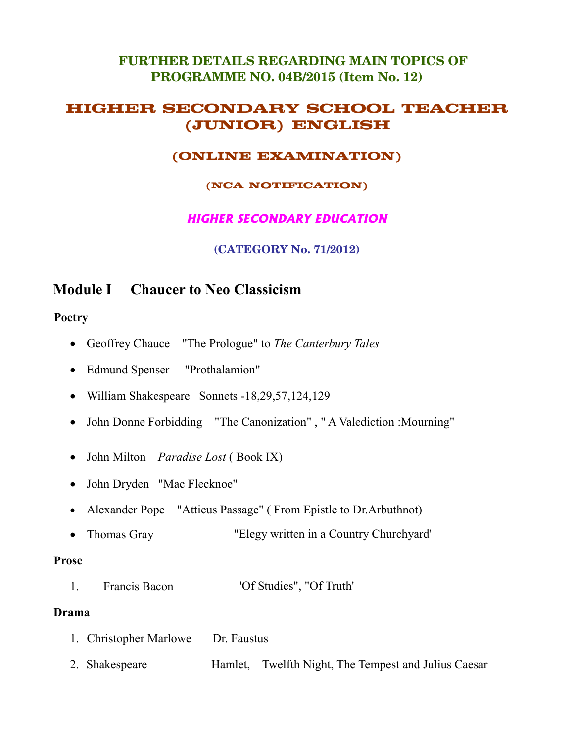# FURTHER DETAILS REGARDING MAIN TOPICS OF PROGRAMME NO. 04B/2015 (Item No. 12)

# HIGHER SECONDARY SCHOOL TEACHER (JUNIOR) ENGLISH

## (ONLINE EXAMINATION)

### (NCA NOTIFICATION)

### *HIGHER SECONDARY EDUCATION*

### (CATEGORY No. 71/2012)

## Module I Chaucer to Neo Classicism

**Poetry**

- Geoffrey Chauce "The Prologue" to *The Canterbury Tales*
- Edmund Spenser "Prothalamion"
- William Shakespeare Sonnets -18,29,57,124,129
- John Donne Forbidding "The Canonization" , " A Valediction :Mourning"
- John Milton *Paradise Lost* ( Book IX)
- John Dryden "Mac Flecknoe"
- Alexander Pope "Atticus Passage" ( From Epistle to Dr.Arbuthnot)
- Thomas Gray "Elegy written in a Country Churchyard'

**Prose**

1. Francis Bacon 'Of Studies", "Of Truth'

**Drama**

1. Christopher Marlowe Dr. Faustus
2. Shakespeare Hamlet, Twelfth Night, The Tempest and Julius Caesar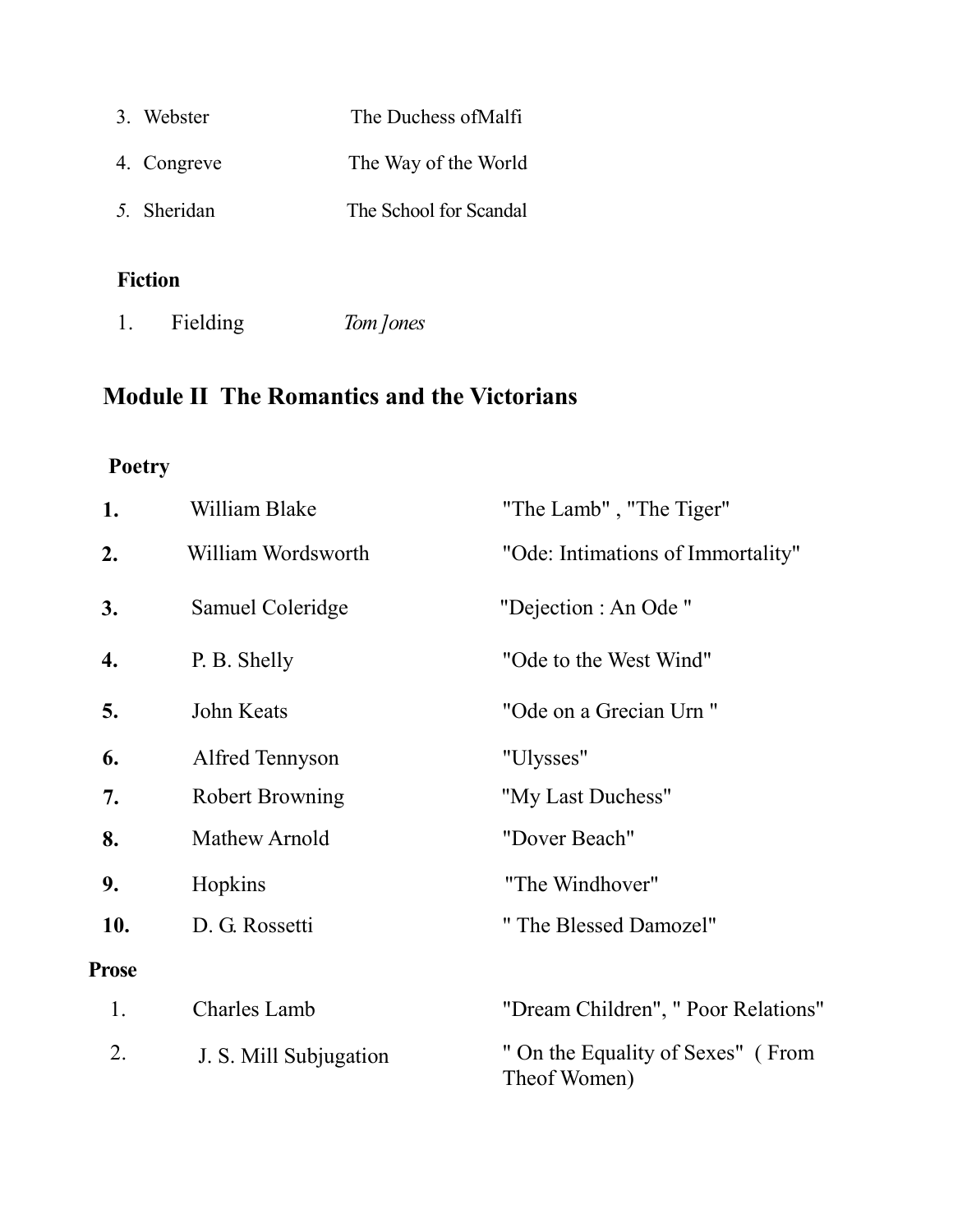3. Webster The Duchess ofMalfi
4. Congreve The Way of the World
5. Sheridan The School for Scandal

**Fiction**

1. Fielding *Tom Jones*

## Module II The Romantics and the Victorians

**Poetry**

| | | |
|---|---|---|
| **1.** | William Blake | "The Lamb" , "The Tiger" |
| **2.** | William Wordsworth | "Ode: Intimations of Immortality" |
| **3.** | Samuel Coleridge | "Dejection : An Ode " |
| **4.** | P. B. Shelly | "Ode to the West Wind" |
| **5.** | John Keats | "Ode on a Grecian Urn " |
| **6.** | Alfred Tennyson | "Ulysses" |
| **7.** | Robert Browning | "My Last Duchess" |
| **8.** | Mathew Arnold | "Dover Beach" |
| **9.** | Hopkins | "The Windhover" |
| **10.** | D. G. Rossetti | " The Blessed Damozel" |

**Prose**

| | | |
|---|---|---|
| 1. | Charles Lamb | "Dream Children", " Poor Relations" |
| 2. | J. S. Mill Subjugation | " On the Equality of Sexes" ( From Theof Women) |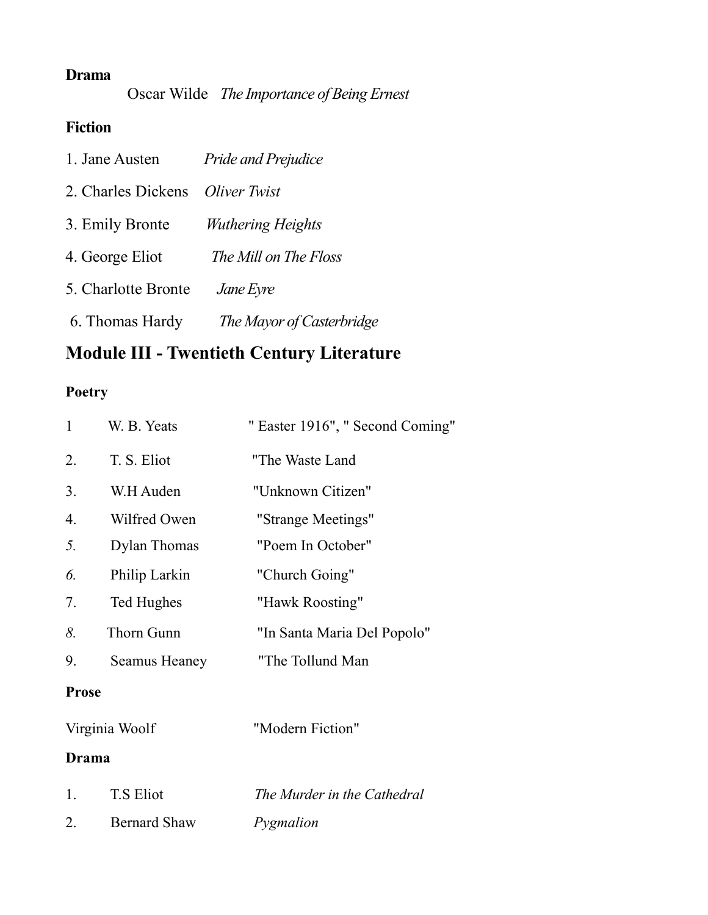**Drama**

Oscar Wilde *The Importance of Being Ernest*

**Fiction**

1. Jane Austen *Pride and Prejudice*
2. Charles Dickens *Oliver Twist*
3. Emily Bronte *Wuthering Heights*
4. George Eliot *The Mill on The Floss*
5. Charlotte Bronte *Jane Eyre*
6. Thomas Hardy *The Mayor of Casterbridge*

## Module III - Twentieth Century Literature

**Poetry**

1. W. B. Yeats " Easter 1916", " Second Coming"
2. T. S. Eliot "The Waste Land
3. W.H Auden "Unknown Citizen"
4. Wilfred Owen "Strange Meetings"
5. Dylan Thomas "Poem In October"
6. Philip Larkin "Church Going"
7. Ted Hughes "Hawk Roosting"
8. Thorn Gunn "In Santa Maria Del Popolo"
9. Seamus Heaney "The Tollund Man

**Prose**

Virginia Woolf "Modern Fiction"

**Drama**

1. T.S Eliot *The Murder in the Cathedral*
2. Bernard Shaw *Pygmalion*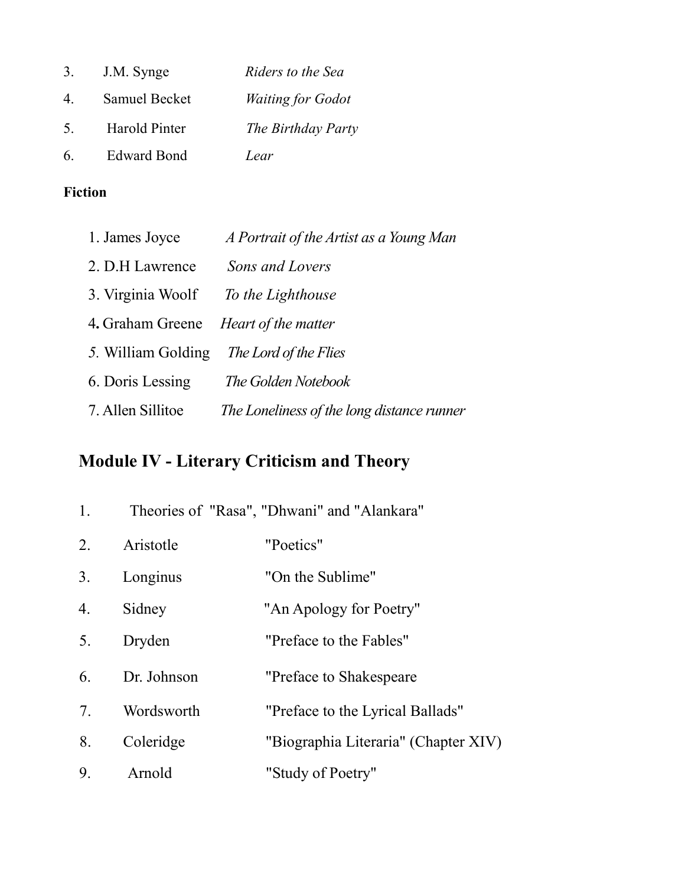3. J.M. Synge *Riders to the Sea*
4. Samuel Becket *Waiting for Godot*
5. Harold Pinter *The Birthday Party*
6. Edward Bond *Lear*

**Fiction**

1. James Joyce *A Portrait of the Artist as a Young Man*
2. D.H Lawrence *Sons and Lovers*
3. Virginia Woolf *To the Lighthouse*
4. Graham Greene *Heart of the matter*
5. William Golding *The Lord of the Flies*
6. Doris Lessing *The Golden Notebook*
7. Allen Sillitoe *The Loneliness of the long distance runner*

## Module IV - Literary Criticism and Theory

1. Theories of "Rasa", "Dhwani" and "Alankara"
2. Aristotle "Poetics"
3. Longinus "On the Sublime"
4. Sidney "An Apology for Poetry"
5. Dryden "Preface to the Fables"
6. Dr. Johnson "Preface to Shakespeare
7. Wordsworth "Preface to the Lyrical Ballads"
8. Coleridge "Biographia Literaria" (Chapter XIV)
9. Arnold "Study of Poetry"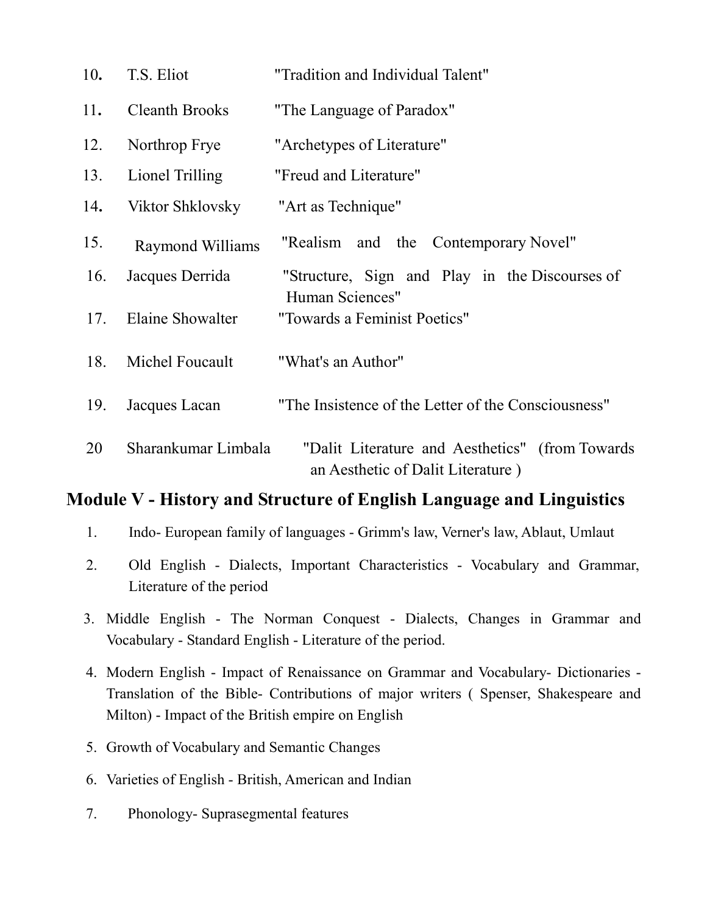| | | |
|---|---|---|
| 10. | T.S. Eliot | "Tradition and Individual Talent" |
| 11. | Cleanth Brooks | "The Language of Paradox" |
| 12. | Northrop Frye | "Archetypes of Literature" |
| 13. | Lionel Trilling | "Freud and Literature" |
| 14. | Viktor Shklovsky | "Art as Technique" |
| 15. | Raymond Williams | "Realism and the Contemporary Novel" |
| 16. | Jacques Derrida | "Structure, Sign and Play in the Discourses of Human Sciences" |
| 17. | Elaine Showalter | "Towards a Feminist Poetics" |
| 18. | Michel Foucault | "What's an Author" |
| 19. | Jacques Lacan | "The Insistence of the Letter of the Consciousness" |
| 20 | Sharankumar Limbala | "Dalit Literature and Aesthetics" (from Towards an Aesthetic of Dalit Literature ) |

## Module V - History and Structure of English Language and Linguistics

1. Indo- European family of languages - Grimm's law, Verner's law, Ablaut, Umlaut
2. Old English - Dialects, Important Characteristics - Vocabulary and Grammar, Literature of the period
3. Middle English - The Norman Conquest - Dialects, Changes in Grammar and Vocabulary - Standard English - Literature of the period.
4. Modern English - Impact of Renaissance on Grammar and Vocabulary- Dictionaries - Translation of the Bible- Contributions of major writers ( Spenser, Shakespeare and Milton) - Impact of the British empire on English
5. Growth of Vocabulary and Semantic Changes
6. Varieties of English - British, American and Indian
7. Phonology- Suprasegmental features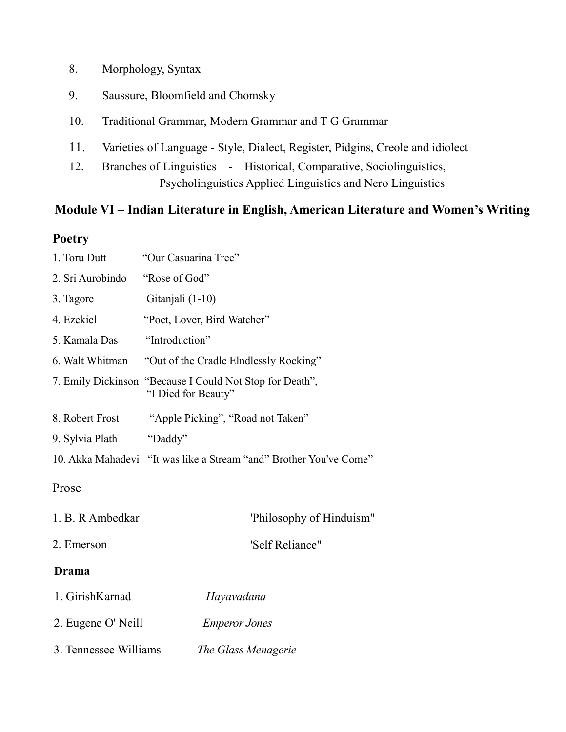8. Morphology, Syntax
9. Saussure, Bloomfield and Chomsky
10. Traditional Grammar, Modern Grammar and T G Grammar
11. Varieties of Language - Style, Dialect, Register, Pidgins, Creole and idiolect
12. Branches of Linguistics - Historical, Comparative, Sociolinguistics, Psycholinguistics Applied Linguistics and Nero Linguistics

## Module VI – Indian Literature in English, American Literature and Women's Writing

### Poetry

1. Toru Dutt "Our Casuarina Tree"
2. Sri Aurobindo "Rose of God"
3. Tagore Gitanjali (1-10)
4. Ezekiel "Poet, Lover, Bird Watcher"
5. Kamala Das "Introduction"
6. Walt Whitman "Out of the Cradle Elndlessly Rocking"
7. Emily Dickinson "Because I Could Not Stop for Death", "I Died for Beauty"
8. Robert Frost "Apple Picking", "Road not Taken"
9. Sylvia Plath "Daddy"
10. Akka Mahadevi "It was like a Stream "and" Brother You've Come"

### Prose

1. B. R Ambedkar 'Philosophy of Hinduism"
2. Emerson 'Self Reliance"

### Drama

1. GirishKarnad *Hayavadana*
2. Eugene O' Neill *Emperor Jones*
3. Tennessee Williams *The Glass Menagerie*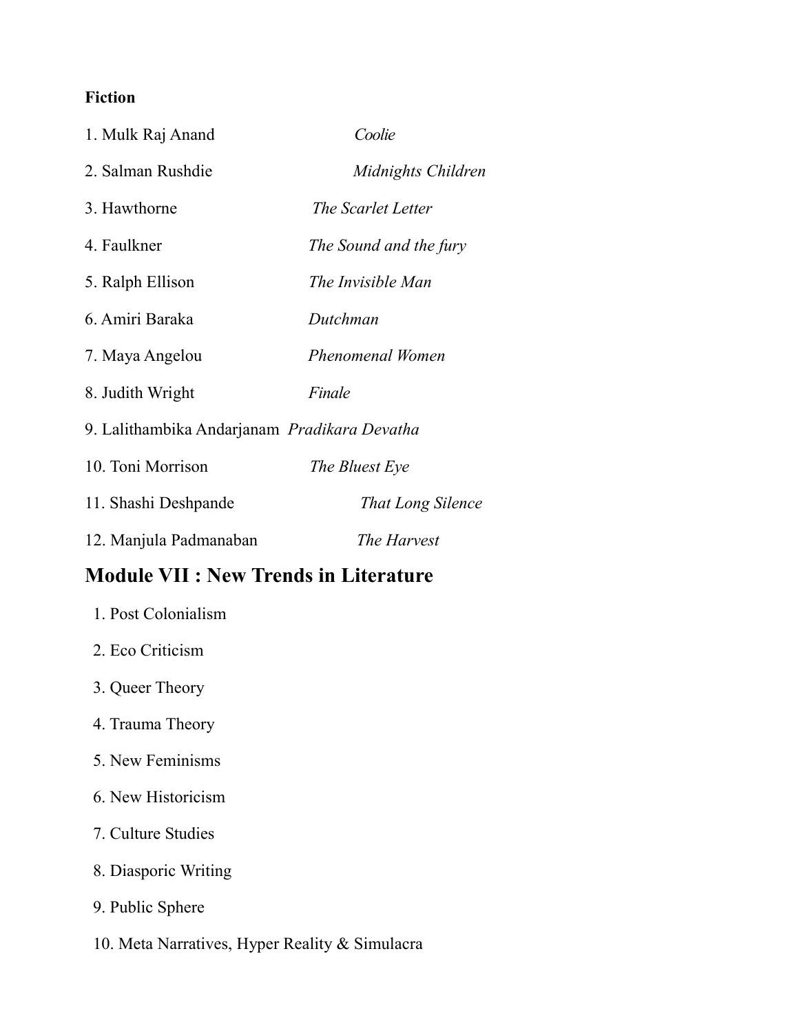**Fiction**

1. Mulk Raj Anand *Coolie*
2. Salman Rushdie *Midnights Children*
3. Hawthorne *The Scarlet Letter*
4. Faulkner *The Sound and the fury*
5. Ralph Ellison *The Invisible Man*
6. Amiri Baraka *Dutchman*
7. Maya Angelou *Phenomenal Women*
8. Judith Wright *Finale*
9. Lalithambika Andarjanam *Pradikara Devatha*
10. Toni Morrison *The Bluest Eye*
11. Shashi Deshpande *That Long Silence*
12. Manjula Padmanaban *The Harvest*

## Module VII : New Trends in Literature

1. Post Colonialism
2. Eco Criticism
3. Queer Theory
4. Trauma Theory
5. New Feminisms
6. New Historicism
7. Culture Studies
8. Diasporic Writing
9. Public Sphere
10. Meta Narratives, Hyper Reality & Simulacra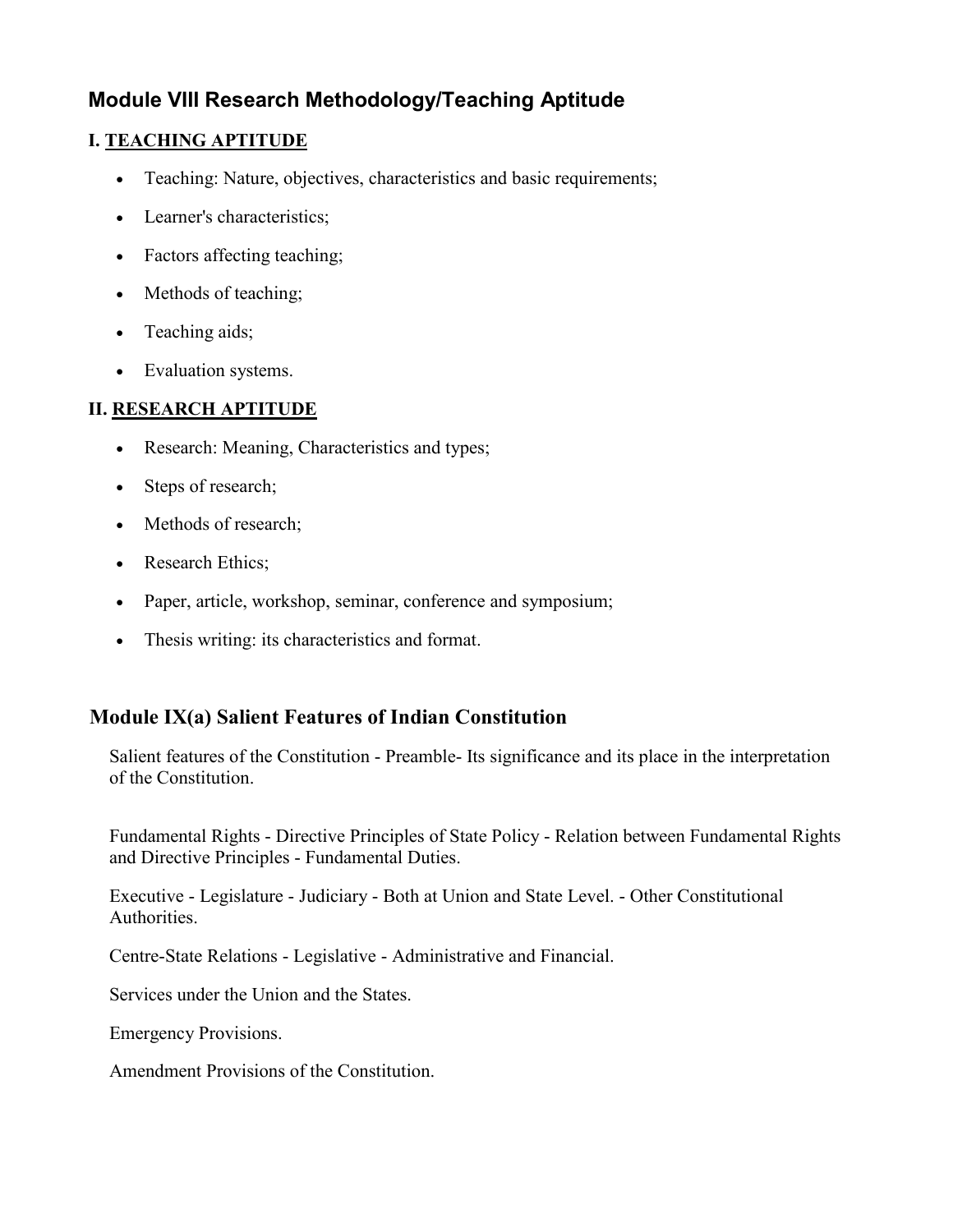## Module VIII Research Methodology/Teaching Aptitude

### I. TEACHING APTITUDE

- Teaching: Nature, objectives, characteristics and basic requirements;
- Learner's characteristics;
- Factors affecting teaching;
- Methods of teaching;
- Teaching aids;
- Evaluation systems.

### II. RESEARCH APTITUDE

- Research: Meaning, Characteristics and types;
- Steps of research;
- Methods of research;
- Research Ethics;
- Paper, article, workshop, seminar, conference and symposium;
- Thesis writing: its characteristics and format.

## Module IX(a) Salient Features of Indian Constitution

Salient features of the Constitution - Preamble- Its significance and its place in the interpretation of the Constitution.

Fundamental Rights - Directive Principles of State Policy - Relation between Fundamental Rights and Directive Principles - Fundamental Duties.

Executive - Legislature - Judiciary - Both at Union and State Level. - Other Constitutional Authorities.

Centre-State Relations - Legislative - Administrative and Financial.

Services under the Union and the States.

Emergency Provisions.

Amendment Provisions of the Constitution.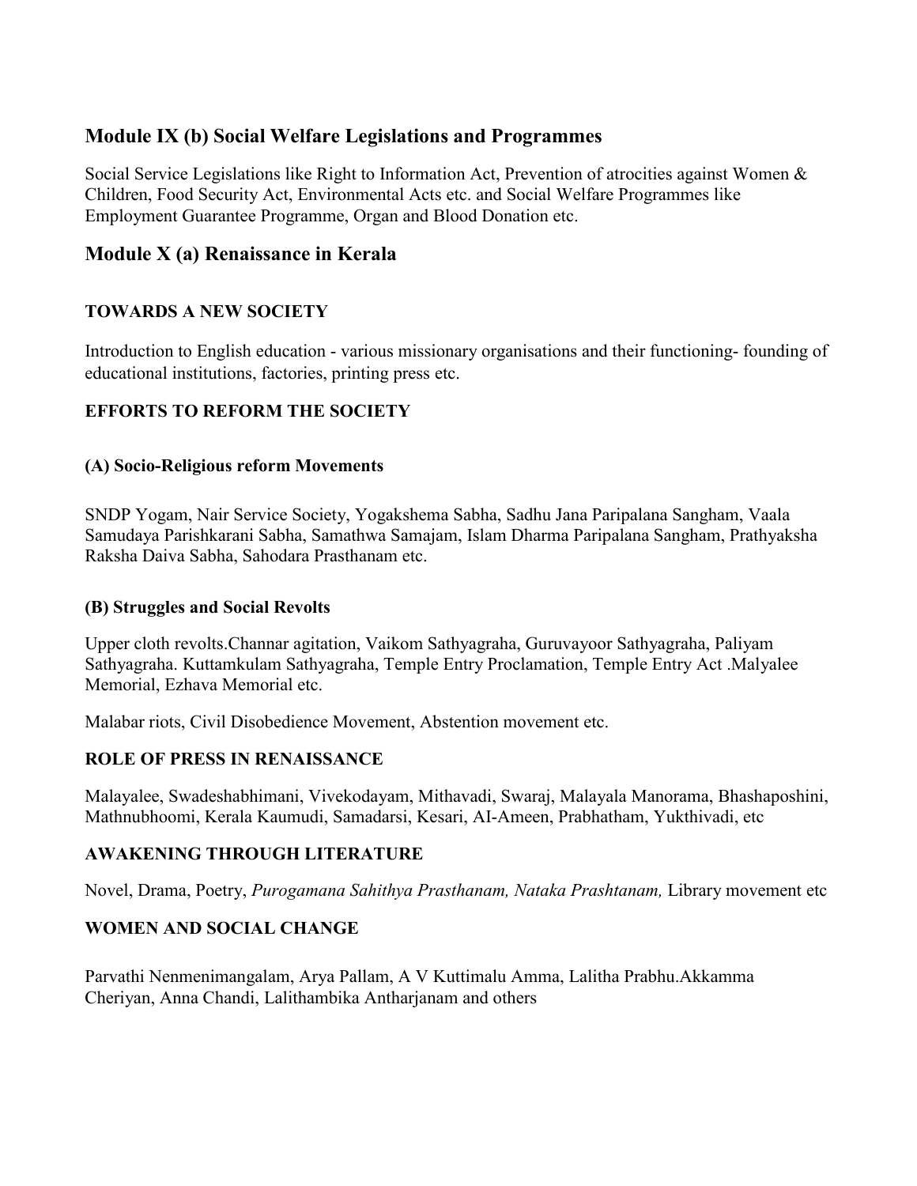## Module IX (b) Social Welfare Legislations and Programmes

Social Service Legislations like Right to Information Act, Prevention of atrocities against Women & Children, Food Security Act, Environmental Acts etc. and Social Welfare Programmes like Employment Guarantee Programme, Organ and Blood Donation etc.

## Module X (a) Renaissance in Kerala

### TOWARDS A NEW SOCIETY

Introduction to English education - various missionary organisations and their functioning- founding of educational institutions, factories, printing press etc.

### EFFORTS TO REFORM THE SOCIETY

#### (A) Socio-Religious reform Movements

SNDP Yogam, Nair Service Society, Yogakshema Sabha, Sadhu Jana Paripalana Sangham, Vaala Samudaya Parishkarani Sabha, Samathwa Samajam, Islam Dharma Paripalana Sangham, Prathyaksha Raksha Daiva Sabha, Sahodara Prasthanam etc.

#### (B) Struggles and Social Revolts

Upper cloth revolts.Channar agitation, Vaikom Sathyagraha, Guruvayoor Sathyagraha, Paliyam Sathyagraha. Kuttamkulam Sathyagraha, Temple Entry Proclamation, Temple Entry Act .Malyalee Memorial, Ezhava Memorial etc.

Malabar riots, Civil Disobedience Movement, Abstention movement etc.

### ROLE OF PRESS IN RENAISSANCE

Malayalee, Swadeshabhimani, Vivekodayam, Mithavadi, Swaraj, Malayala Manorama, Bhashaposhini, Mathnubhoomi, Kerala Kaumudi, Samadarsi, Kesari, AI-Ameen, Prabhatham, Yukthivadi, etc

### AWAKENING THROUGH LITERATURE

Novel, Drama, Poetry, *Purogamana Sahithya Prasthanam, Nataka Prashtanam,* Library movement etc

### WOMEN AND SOCIAL CHANGE

Parvathi Nenmenimangalam, Arya Pallam, A V Kuttimalu Amma, Lalitha Prabhu.Akkamma Cheriyan, Anna Chandi, Lalithambika Antharjanam and others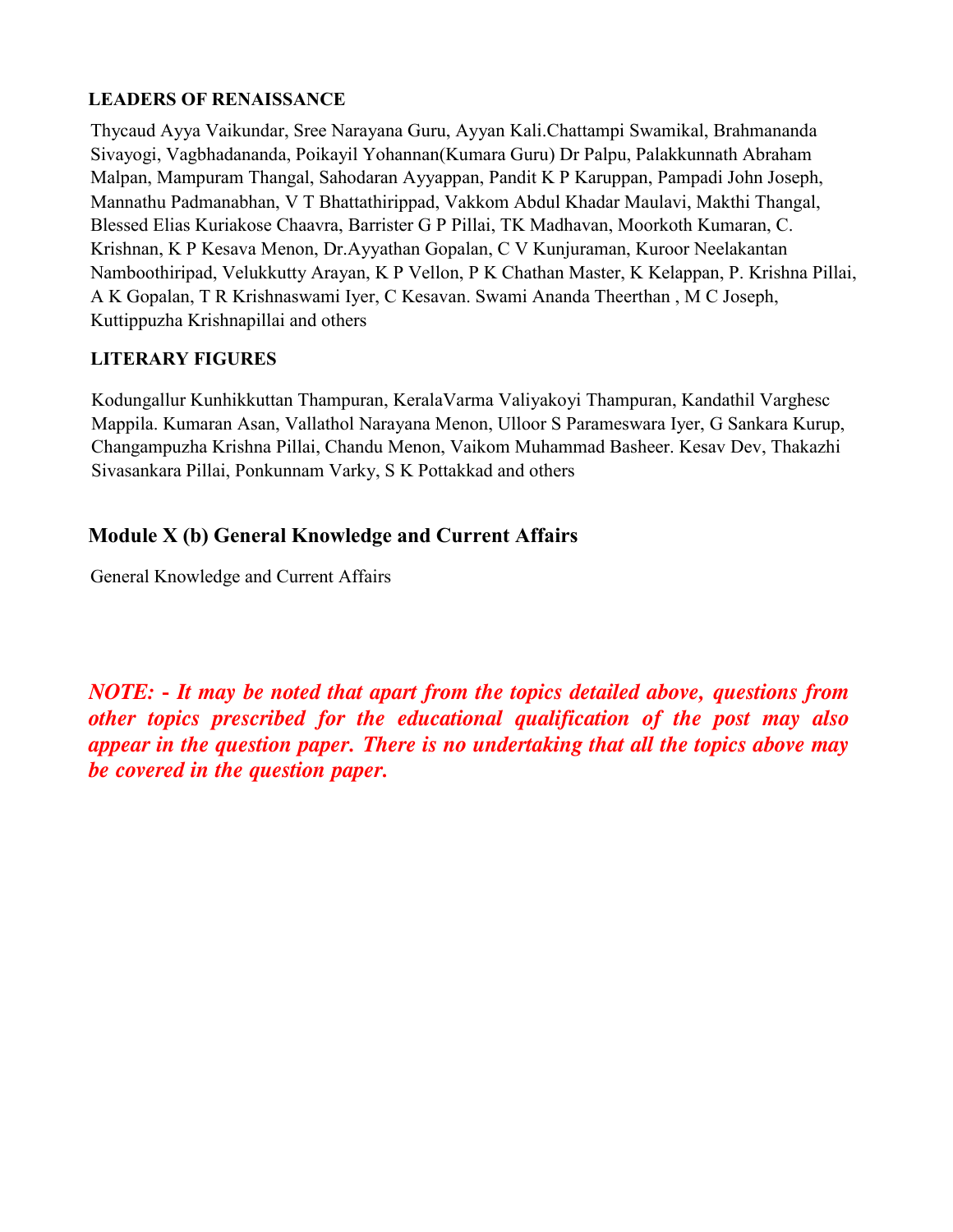**LEADERS OF RENAISSANCE**

Thycaud Ayya Vaikundar, Sree Narayana Guru, Ayyan Kali.Chattampi Swamikal, Brahmananda Sivayogi, Vagbhadananda, Poikayil Yohannan(Kumara Guru) Dr Palpu, Palakkunnath Abraham Malpan, Mampuram Thangal, Sahodaran Ayyappan, Pandit K P Karuppan, Pampadi John Joseph, Mannathu Padmanabhan, V T Bhattathirippad, Vakkom Abdul Khadar Maulavi, Makthi Thangal, Blessed Elias Kuriakose Chaavra, Barrister G P Pillai, TK Madhavan, Moorkoth Kumaran, C. Krishnan, K P Kesava Menon, Dr.Ayyathan Gopalan, C V Kunjuraman, Kuroor Neelakantan Namboothiripad, Velukkutty Arayan, K P Vellon, P K Chathan Master, K Kelappan, P. Krishna Pillai, A K Gopalan, T R Krishnaswami Iyer, C Kesavan. Swami Ananda Theerthan , M C Joseph, Kuttippuzha Krishnapillai and others

**LITERARY FIGURES**

Kodungallur Kunhikkuttan Thampuran, KeralaVarma Valiyakoyi Thampuran, Kandathil Varghesc Mappila. Kumaran Asan, Vallathol Narayana Menon, Ulloor S Parameswara Iyer, G Sankara Kurup, Changampuzha Krishna Pillai, Chandu Menon, Vaikom Muhammad Basheer. Kesav Dev, Thakazhi Sivasankara Pillai, Ponkunnam Varky, S K Pottakkad and others

## Module X (b) General Knowledge and Current Affairs

General Knowledge and Current Affairs

***NOTE: - It may be noted that apart from the topics detailed above, questions from other topics prescribed for the educational qualification of the post may also appear in the question paper. There is no undertaking that all the topics above may be covered in the question paper.***